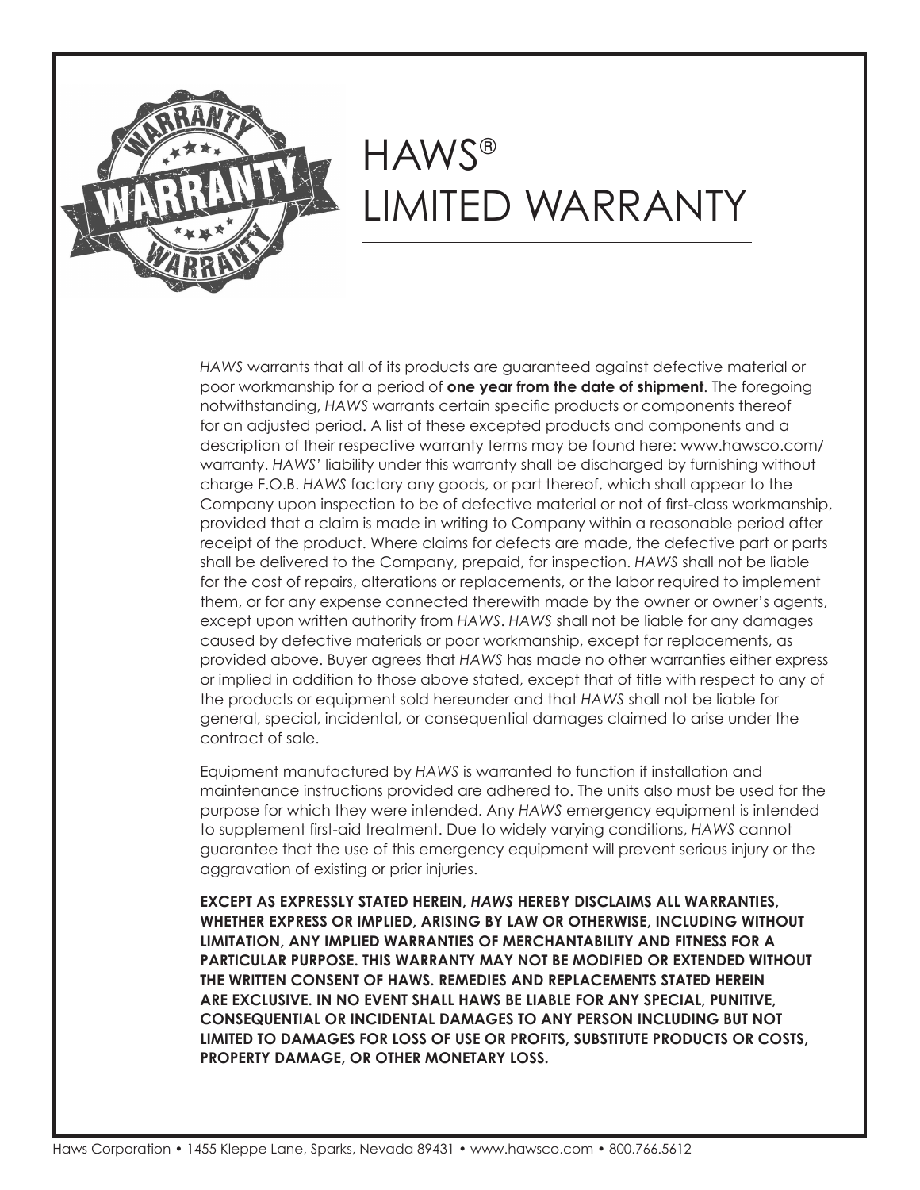# HAWS® LIMITED WARRANTY

*HAWS* warrants that all of its products are guaranteed against defective material or poor workmanship for a period of **one year from the date of shipment**. The foregoing notwithstanding, *HAWS* warrants certain specific products or components thereof for an adjusted period. A list of these excepted products and components and a description of their respective warranty terms may be found here: www.hawsco.com/warranty. *HAWS'* liability under this warranty shall be discharged by furnishing without charge F.O.B. *HAWS* factory any goods, or part thereof, which shall appear to the Company upon inspection to be of defective material or not of first-class workmanship, provided that a claim is made in writing to Company within a reasonable period after receipt of the product. Where claims for defects are made, the defective part or parts shall be delivered to the Company, prepaid, for inspection. *HAWS* shall not be liable for the cost of repairs, alterations or replacements, or the labor required to implement them, or for any expense connected therewith made by the owner or owner's agents, except upon written authority from *HAWS*. *HAWS* shall not be liable for any damages caused by defective materials or poor workmanship, except for replacements, as provided above. Buyer agrees that *HAWS* has made no other warranties either express or implied in addition to those above stated, except that of title with respect to any of the products or equipment sold hereunder and that *HAWS* shall not be liable for general, special, incidental, or consequential damages claimed to arise under the contract of sale.

Equipment manufactured by *HAWS* is warranted to function if installation and maintenance instructions provided are adhered to. The units also must be used for the purpose for which they were intended. Any *HAWS* emergency equipment is intended to supplement first-aid treatment. Due to widely varying conditions, *HAWS* cannot guarantee that the use of this emergency equipment will prevent serious injury or the aggravation of existing or prior injuries.

**EXCEPT AS EXPRESSLY STATED HEREIN, *HAWS* HEREBY DISCLAIMS ALL WARRANTIES, WHETHER EXPRESS OR IMPLIED, ARISING BY LAW OR OTHERWISE, INCLUDING WITHOUT LIMITATION, ANY IMPLIED WARRANTIES OF MERCHANTABILITY AND FITNESS FOR A PARTICULAR PURPOSE. THIS WARRANTY MAY NOT BE MODIFIED OR EXTENDED WITHOUT THE WRITTEN CONSENT OF HAWS. REMEDIES AND REPLACEMENTS STATED HEREIN ARE EXCLUSIVE. IN NO EVENT SHALL HAWS BE LIABLE FOR ANY SPECIAL, PUNITIVE, CONSEQUENTIAL OR INCIDENTAL DAMAGES TO ANY PERSON INCLUDING BUT NOT LIMITED TO DAMAGES FOR LOSS OF USE OR PROFITS, SUBSTITUTE PRODUCTS OR COSTS, PROPERTY DAMAGE, OR OTHER MONETARY LOSS.**

Haws Corporation • 1455 Kleppe Lane, Sparks, Nevada 89431 • www.hawsco.com • 800.766.5612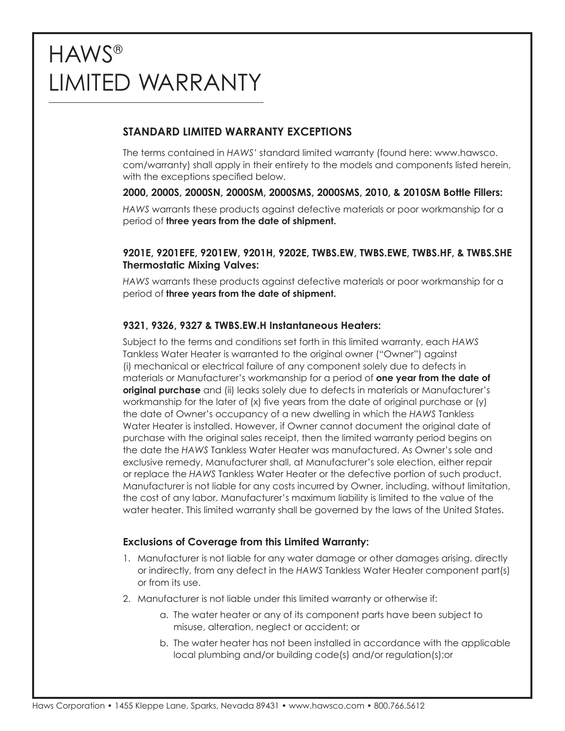# HAWS®
# LIMITED WARRANTY

## STANDARD LIMITED WARRANTY EXCEPTIONS

The terms contained in *HAWS'* standard limited warranty (found here: www.hawsco.com/warranty) shall apply in their entirety to the models and components listed herein, with the exceptions specified below.

### 2000, 2000S, 2000SN, 2000SM, 2000SMS, 2000SMS, 2010, & 2010SM Bottle Fillers:

*HAWS* warrants these products against defective materials or poor workmanship for a period of **three years from the date of shipment.**

### 9201E, 9201EFE, 9201EW, 9201H, 9202E, TWBS.EW, TWBS.EWE, TWBS.HF, & TWBS.SHE Thermostatic Mixing Valves:

*HAWS* warrants these products against defective materials or poor workmanship for a period of **three years from the date of shipment.**

### 9321, 9326, 9327 & TWBS.EW.H Instantaneous Heaters:

Subject to the terms and conditions set forth in this limited warranty, each *HAWS* Tankless Water Heater is warranted to the original owner ("Owner") against (i) mechanical or electrical failure of any component solely due to defects in materials or Manufacturer's workmanship for a period of **one year from the date of original purchase** and (ii) leaks solely due to defects in materials or Manufacturer's workmanship for the later of (x) five years from the date of original purchase or (y) the date of Owner's occupancy of a new dwelling in which the *HAWS* Tankless Water Heater is installed. However, if Owner cannot document the original date of purchase with the original sales receipt, then the limited warranty period begins on the date the *HAWS* Tankless Water Heater was manufactured. As Owner's sole and exclusive remedy, Manufacturer shall, at Manufacturer's sole election, either repair or replace the *HAWS* Tankless Water Heater or the defective portion of such product. Manufacturer is not liable for any costs incurred by Owner, including, without limitation, the cost of any labor. Manufacturer's maximum liability is limited to the value of the water heater. This limited warranty shall be governed by the laws of the United States.

### Exclusions of Coverage from this Limited Warranty:

1. Manufacturer is not liable for any water damage or other damages arising, directly or indirectly, from any defect in the *HAWS* Tankless Water Heater component part(s) or from its use.
2. Manufacturer is not liable under this limited warranty or otherwise if:
    a. The water heater or any of its component parts have been subject to misuse, alteration, neglect or accident; or
    b. The water heater has not been installed in accordance with the applicable local plumbing and/or building code(s) and/or regulation(s);or

Haws Corporation • 1455 Kleppe Lane, Sparks, Nevada 89431 • www.hawsco.com • 800.766.5612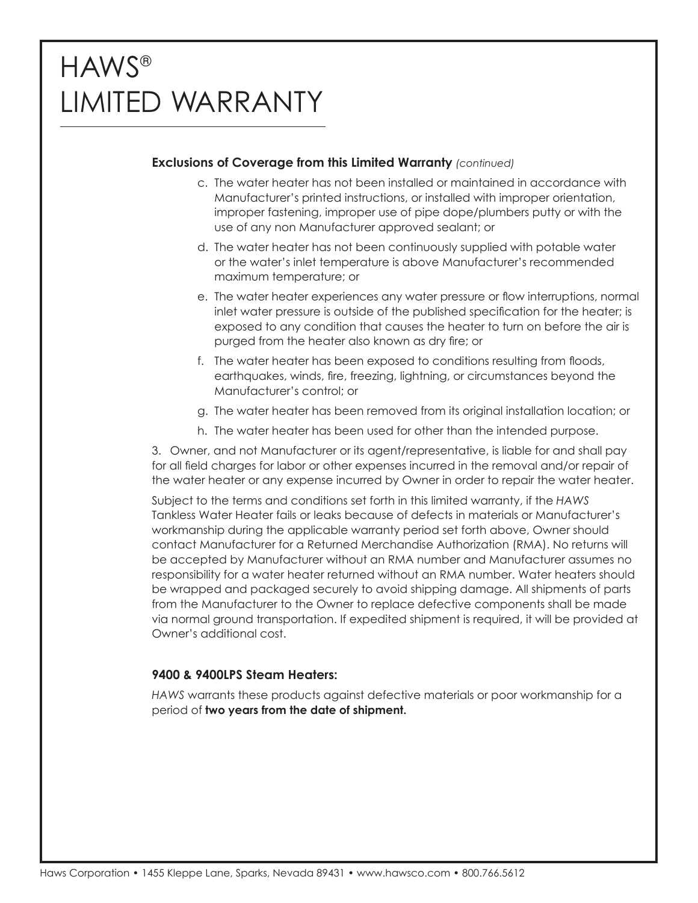# HAWS®
# LIMITED WARRANTY

**Exclusions of Coverage from this Limited Warranty** *(continued)*

c. The water heater has not been installed or maintained in accordance with Manufacturer's printed instructions, or installed with improper orientation, improper fastening, improper use of pipe dope/plumbers putty or with the use of any non Manufacturer approved sealant; or

d. The water heater has not been continuously supplied with potable water or the water's inlet temperature is above Manufacturer's recommended maximum temperature; or

e. The water heater experiences any water pressure or flow interruptions, normal inlet water pressure is outside of the published specification for the heater; is exposed to any condition that causes the heater to turn on before the air is purged from the heater also known as dry fire; or

f. The water heater has been exposed to conditions resulting from floods, earthquakes, winds, fire, freezing, lightning, or circumstances beyond the Manufacturer's control; or

g. The water heater has been removed from its original installation location; or

h. The water heater has been used for other than the intended purpose.

3. Owner, and not Manufacturer or its agent/representative, is liable for and shall pay for all field charges for labor or other expenses incurred in the removal and/or repair of the water heater or any expense incurred by Owner in order to repair the water heater.

Subject to the terms and conditions set forth in this limited warranty, if the *HAWS* Tankless Water Heater fails or leaks because of defects in materials or Manufacturer's workmanship during the applicable warranty period set forth above, Owner should contact Manufacturer for a Returned Merchandise Authorization (RMA). No returns will be accepted by Manufacturer without an RMA number and Manufacturer assumes no responsibility for a water heater returned without an RMA number. Water heaters should be wrapped and packaged securely to avoid shipping damage. All shipments of parts from the Manufacturer to the Owner to replace defective components shall be made via normal ground transportation. If expedited shipment is required, it will be provided at Owner's additional cost.

**9400 & 9400LPS Steam Heaters:**

*HAWS* warrants these products against defective materials or poor workmanship for a period of **two years from the date of shipment.**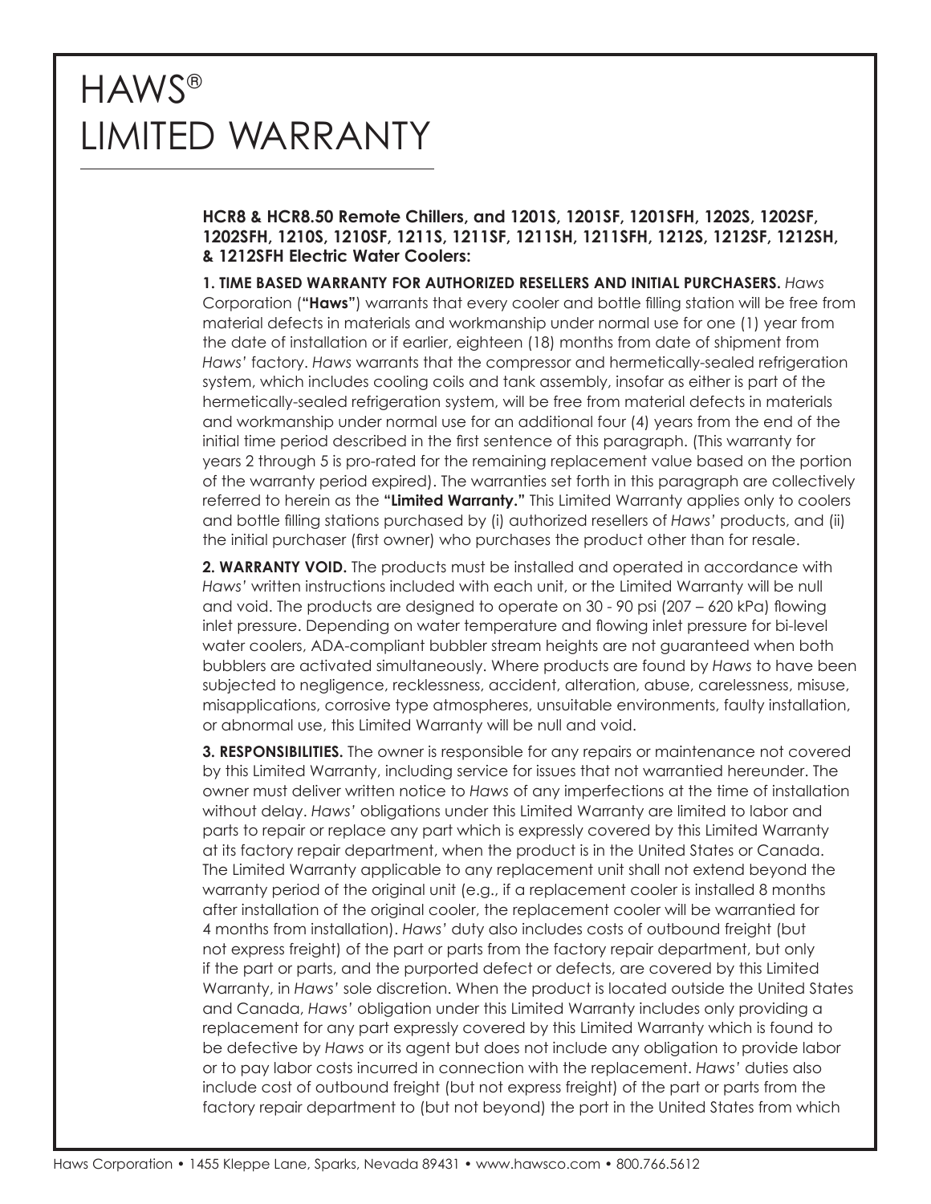# HAWS®
# LIMITED WARRANTY

**HCR8 & HCR8.50 Remote Chillers, and 1201S, 1201SF, 1201SFH, 1202S, 1202SF, 1202SFH, 1210S, 1210SF, 1211S, 1211SF, 1211SH, 1211SFH, 1212S, 1212SF, 1212SH, & 1212SFH Electric Water Coolers:**

**1. TIME BASED WARRANTY FOR AUTHORIZED RESELLERS AND INITIAL PURCHASERS.** *Haws* Corporation (**"Haws"**) warrants that every cooler and bottle filling station will be free from material defects in materials and workmanship under normal use for one (1) year from the date of installation or if earlier, eighteen (18) months from date of shipment from *Haws'* factory. *Haws* warrants that the compressor and hermetically-sealed refrigeration system, which includes cooling coils and tank assembly, insofar as either is part of the hermetically-sealed refrigeration system, will be free from material defects in materials and workmanship under normal use for an additional four (4) years from the end of the initial time period described in the first sentence of this paragraph. (This warranty for years 2 through 5 is pro-rated for the remaining replacement value based on the portion of the warranty period expired). The warranties set forth in this paragraph are collectively referred to herein as the **"Limited Warranty."** This Limited Warranty applies only to coolers and bottle filling stations purchased by (i) authorized resellers of *Haws'* products, and (ii) the initial purchaser (first owner) who purchases the product other than for resale.

**2. WARRANTY VOID.** The products must be installed and operated in accordance with *Haws'* written instructions included with each unit, or the Limited Warranty will be null and void. The products are designed to operate on 30 - 90 psi (207 – 620 kPa) flowing inlet pressure. Depending on water temperature and flowing inlet pressure for bi-level water coolers, ADA-compliant bubbler stream heights are not guaranteed when both bubblers are activated simultaneously. Where products are found by *Haws* to have been subjected to negligence, recklessness, accident, alteration, abuse, carelessness, misuse, misapplications, corrosive type atmospheres, unsuitable environments, faulty installation, or abnormal use, this Limited Warranty will be null and void.

**3. RESPONSIBILITIES.** The owner is responsible for any repairs or maintenance not covered by this Limited Warranty, including service for issues that not warrantied hereunder. The owner must deliver written notice to *Haws* of any imperfections at the time of installation without delay. *Haws'* obligations under this Limited Warranty are limited to labor and parts to repair or replace any part which is expressly covered by this Limited Warranty at its factory repair department, when the product is in the United States or Canada. The Limited Warranty applicable to any replacement unit shall not extend beyond the warranty period of the original unit (e.g., if a replacement cooler is installed 8 months after installation of the original cooler, the replacement cooler will be warrantied for 4 months from installation). *Haws'* duty also includes costs of outbound freight (but not express freight) of the part or parts from the factory repair department, but only if the part or parts, and the purported defect or defects, are covered by this Limited Warranty, in *Haws'* sole discretion. When the product is located outside the United States and Canada, *Haws'* obligation under this Limited Warranty includes only providing a replacement for any part expressly covered by this Limited Warranty which is found to be defective by *Haws* or its agent but does not include any obligation to provide labor or to pay labor costs incurred in connection with the replacement. *Haws'* duties also include cost of outbound freight (but not express freight) of the part or parts from the factory repair department to (but not beyond) the port in the United States from which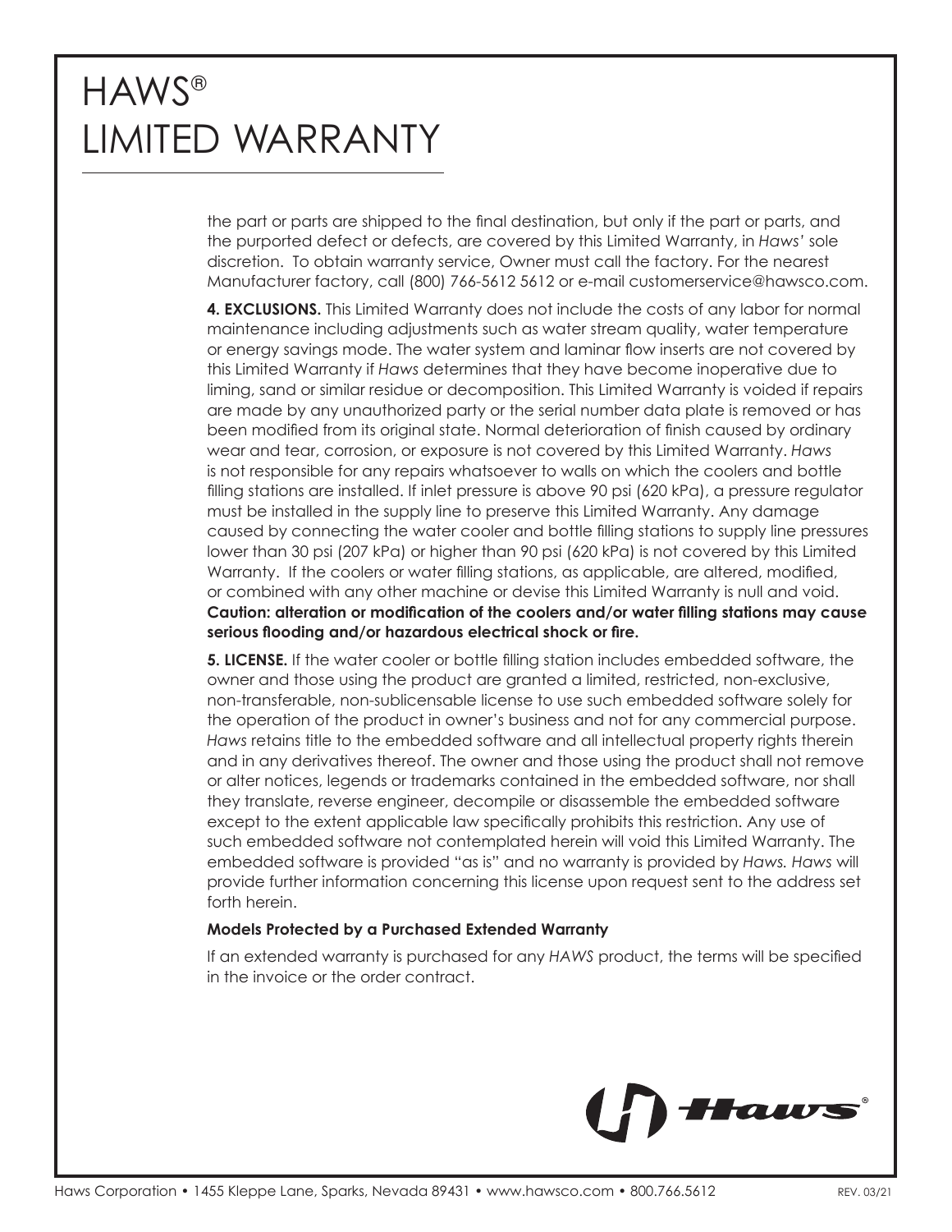# HAWS®
# LIMITED WARRANTY

the part or parts are shipped to the final destination, but only if the part or parts, and the purported defect or defects, are covered by this Limited Warranty, in *Haws'* sole discretion. To obtain warranty service, Owner must call the factory. For the nearest Manufacturer factory, call (800) 766-5612 5612 or e-mail customerservice@hawsco.com.

**4. EXCLUSIONS.** This Limited Warranty does not include the costs of any labor for normal maintenance including adjustments such as water stream quality, water temperature or energy savings mode. The water system and laminar flow inserts are not covered by this Limited Warranty if *Haws* determines that they have become inoperative due to liming, sand or similar residue or decomposition. This Limited Warranty is voided if repairs are made by any unauthorized party or the serial number data plate is removed or has been modified from its original state. Normal deterioration of finish caused by ordinary wear and tear, corrosion, or exposure is not covered by this Limited Warranty. *Haws* is not responsible for any repairs whatsoever to walls on which the coolers and bottle filling stations are installed. If inlet pressure is above 90 psi (620 kPa), a pressure regulator must be installed in the supply line to preserve this Limited Warranty. Any damage caused by connecting the water cooler and bottle filling stations to supply line pressures lower than 30 psi (207 kPa) or higher than 90 psi (620 kPa) is not covered by this Limited Warranty. If the coolers or water filling stations, as applicable, are altered, modified, or combined with any other machine or devise this Limited Warranty is null and void. **Caution: alteration or modification of the coolers and/or water filling stations may cause serious flooding and/or hazardous electrical shock or fire.**

**5. LICENSE.** If the water cooler or bottle filling station includes embedded software, the owner and those using the product are granted a limited, restricted, non-exclusive, non-transferable, non-sublicensable license to use such embedded software solely for the operation of the product in owner's business and not for any commercial purpose. *Haws* retains title to the embedded software and all intellectual property rights therein and in any derivatives thereof. The owner and those using the product shall not remove or alter notices, legends or trademarks contained in the embedded software, nor shall they translate, reverse engineer, decompile or disassemble the embedded software except to the extent applicable law specifically prohibits this restriction. Any use of such embedded software not contemplated herein will void this Limited Warranty. The embedded software is provided "as is" and no warranty is provided by *Haws. Haws* will provide further information concerning this license upon request sent to the address set forth herein.

**Models Protected by a Purchased Extended Warranty**

If an extended warranty is purchased for any *HAWS* product, the terms will be specified in the invoice or the order contract.

Haws Corporation • 1455 Kleppe Lane, Sparks, Nevada 89431 • www.hawsco.com • 800.766.5612

REV. 03/21